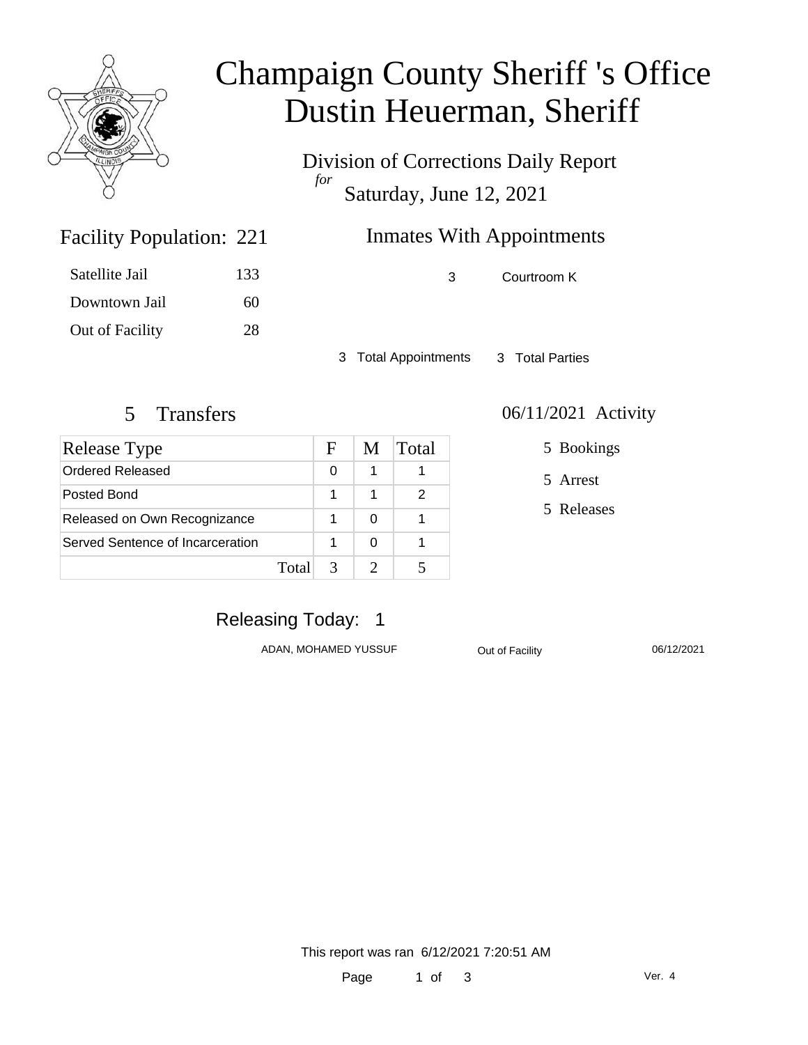# Champaign County Sheriff 's Office
# Dustin Heuerman, Sheriff

Division of Corrections Daily Report
*for*
Saturday, June 12, 2021

## Facility Population: 221

| | |
|---|---|
| Satellite Jail | 133 |
| Downtown Jail | 60 |
| Out of Facility | 28 |

## Inmates With Appointments

| | |
|---|---|
| 3 | Courtroom K |

3 Total Appointments    3 Total Parties

## 5 Transfers

| Release Type | F | M | Total |
|---|---|---|---|
| Ordered Released | 0 | 1 | 1 |
| Posted Bond | 1 | 1 | 2 |
| Released on Own Recognizance | 1 | 0 | 1 |
| Served Sentence of Incarceration | 1 | 0 | 1 |
| Total | 3 | 2 | 5 |

## 06/11/2021 Activity

- 5 Bookings
- 5 Arrest
- 5 Releases

## Releasing Today: 1

| | | |
|---|---|---|
| ADAN, MOHAMED YUSSUF | Out of Facility | 06/12/2021 |

This report was ran 6/12/2021 7:20:51 AM

Ver. 4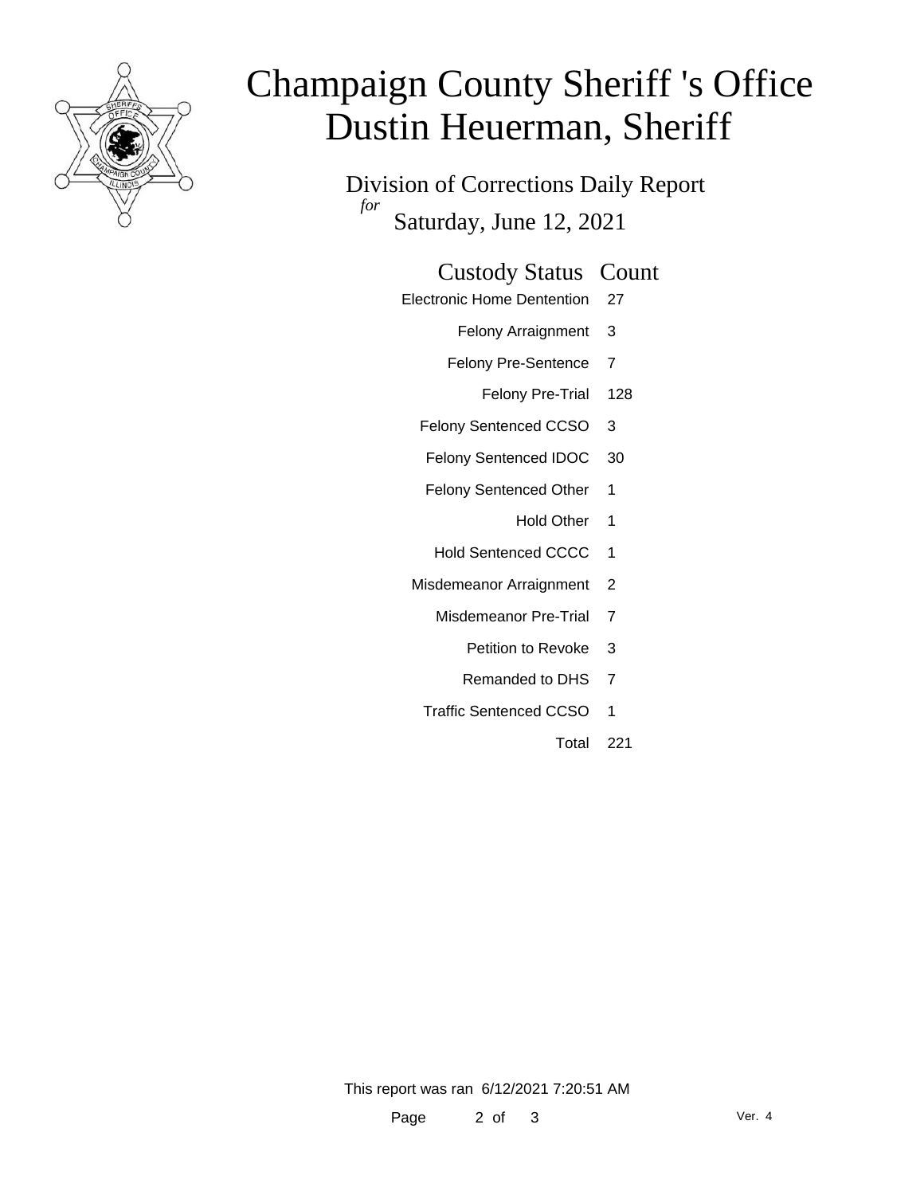# Champaign County Sheriff 's Office
# Dustin Heuerman, Sheriff

Division of Corrections Daily Report

*for*

Saturday, June 12, 2021

| Custody Status | Count |
|---|---|
| Electronic Home Dentention | 27 |
| Felony Arraignment | 3 |
| Felony Pre-Sentence | 7 |
| Felony Pre-Trial | 128 |
| Felony Sentenced CCSO | 3 |
| Felony Sentenced IDOC | 30 |
| Felony Sentenced Other | 1 |
| Hold Other | 1 |
| Hold Sentenced CCCC | 1 |
| Misdemeanor Arraignment | 2 |
| Misdemeanor Pre-Trial | 7 |
| Petition to Revoke | 3 |
| Remanded to DHS | 7 |
| Traffic Sentenced CCSO | 1 |
| Total | 221 |

This report was ran 6/12/2021 7:20:51 AM

Ver. 4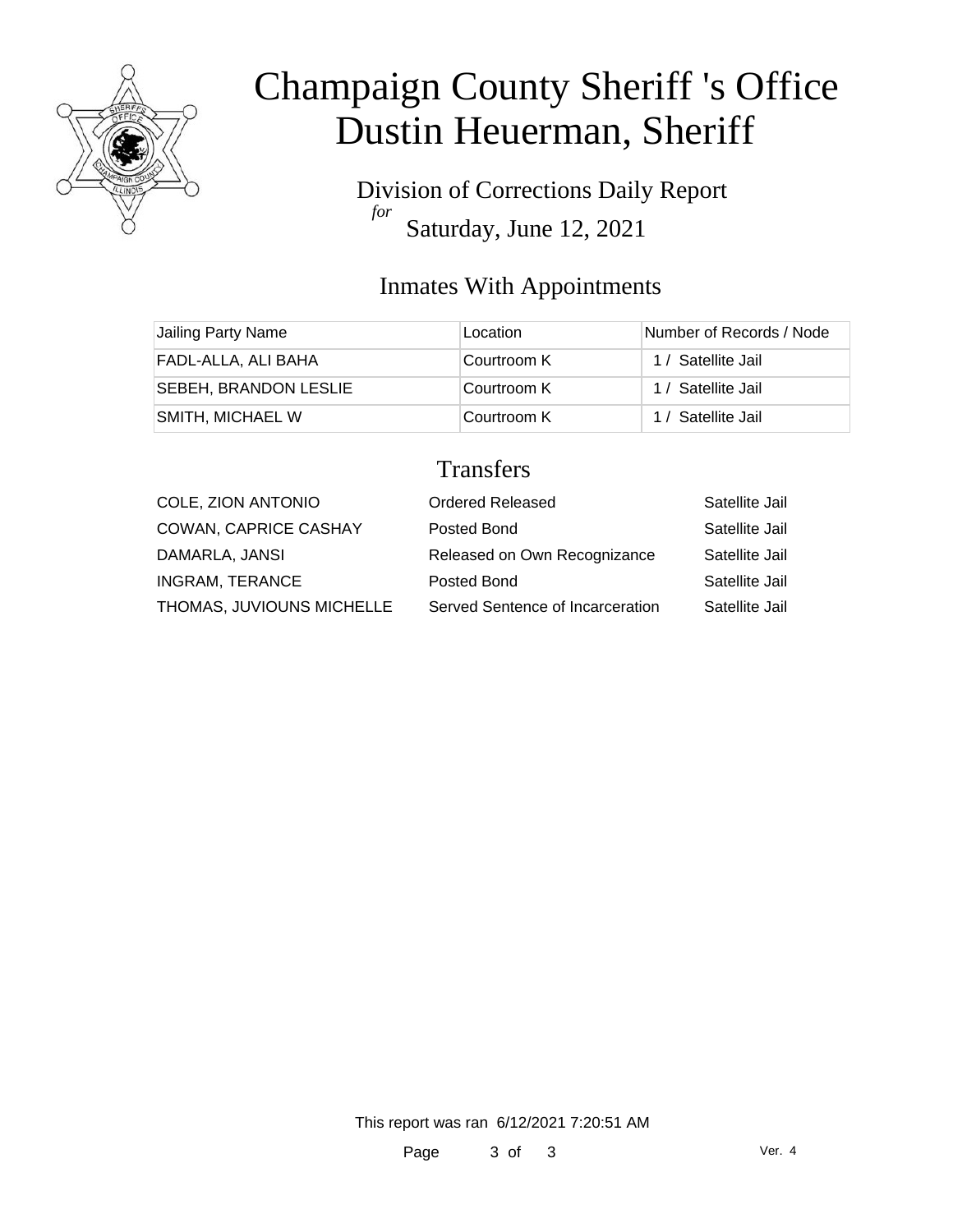# Champaign County Sheriff 's Office
# Dustin Heuerman, Sheriff

Division of Corrections Daily Report

*for*

Saturday, June 12, 2021

## Inmates With Appointments

| Jailing Party Name | Location | Number of Records / Node |
|---|---|---|
| FADL-ALLA, ALI BAHA | Courtroom K | 1 / Satellite Jail |
| SEBEH, BRANDON LESLIE | Courtroom K | 1 / Satellite Jail |
| SMITH, MICHAEL W | Courtroom K | 1 / Satellite Jail |

## Transfers

| | | |
|---|---|---|
| COLE, ZION ANTONIO | Ordered Released | Satellite Jail |
| COWAN, CAPRICE CASHAY | Posted Bond | Satellite Jail |
| DAMARLA, JANSI | Released on Own Recognizance | Satellite Jail |
| INGRAM, TERANCE | Posted Bond | Satellite Jail |
| THOMAS, JUVIOUNS MICHELLE | Served Sentence of Incarceration | Satellite Jail |

This report was ran 6/12/2021 7:20:51 AM

Ver. 4